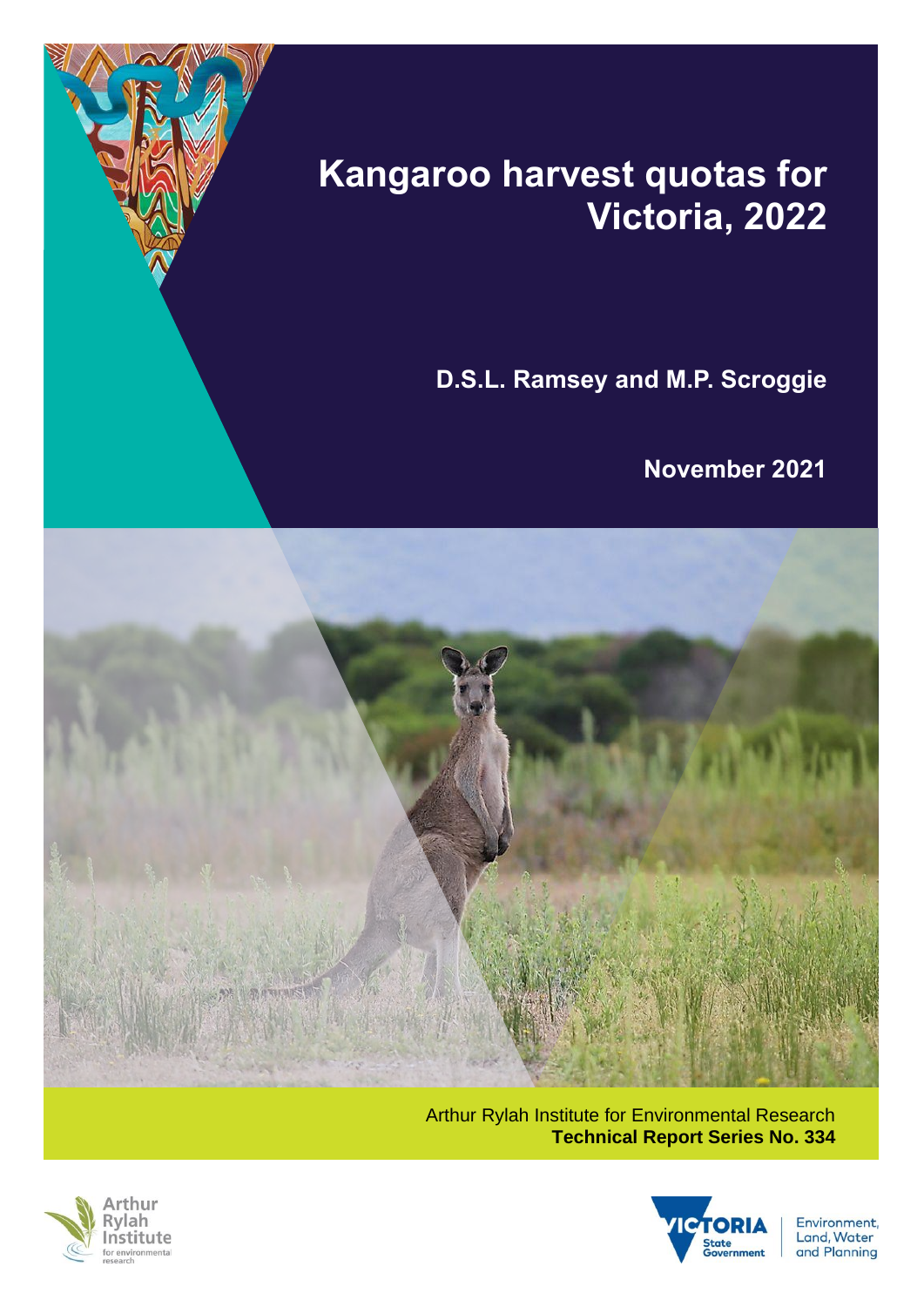# Kangaroo harvest quotas for Victoria, 2022

**D.S.L. Ramsey and M.P. Scroggie**

**November 2021**

Arthur Rylah Institute for Environmental Research
**Technical Report Series No. 334**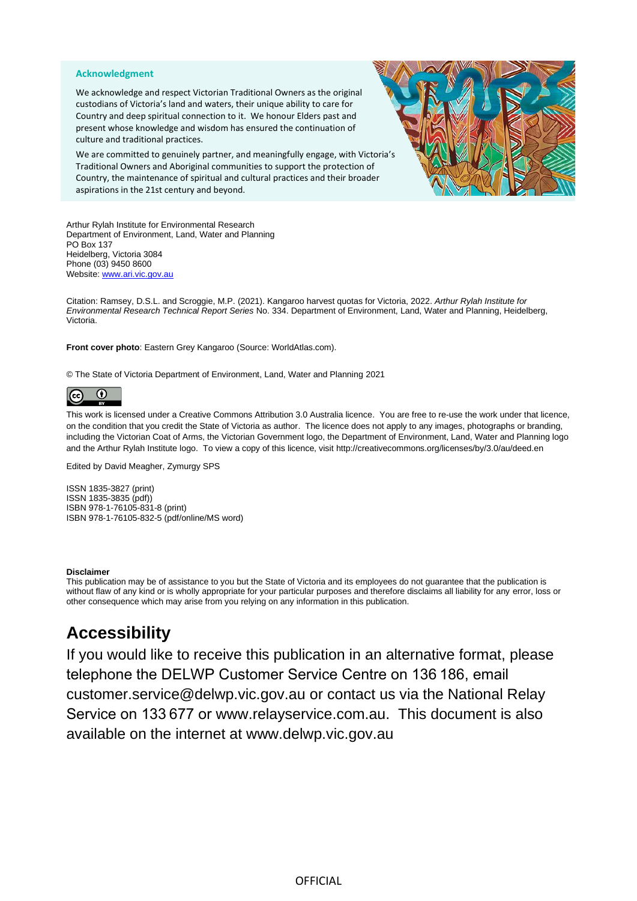### Acknowledgment

We acknowledge and respect Victorian Traditional Owners as the original custodians of Victoria's land and waters, their unique ability to care for Country and deep spiritual connection to it. We honour Elders past and present whose knowledge and wisdom has ensured the continuation of culture and traditional practices.

We are committed to genuinely partner, and meaningfully engage, with Victoria's Traditional Owners and Aboriginal communities to support the protection of Country, the maintenance of spiritual and cultural practices and their broader aspirations in the 21st century and beyond.

Arthur Rylah Institute for Environmental Research
Department of Environment, Land, Water and Planning
PO Box 137
Heidelberg, Victoria 3084
Phone (03) 9450 8600
Website: www.ari.vic.gov.au

Citation: Ramsey, D.S.L. and Scroggie, M.P. (2021). Kangaroo harvest quotas for Victoria, 2022. *Arthur Rylah Institute for Environmental Research Technical Report Series* No. 334. Department of Environment, Land, Water and Planning, Heidelberg, Victoria.

**Front cover photo**: Eastern Grey Kangaroo (Source: WorldAtlas.com).

© The State of Victoria Department of Environment, Land, Water and Planning 2021

This work is licensed under a Creative Commons Attribution 3.0 Australia licence. You are free to re-use the work under that licence, on the condition that you credit the State of Victoria as author. The licence does not apply to any images, photographs or branding, including the Victorian Coat of Arms, the Victorian Government logo, the Department of Environment, Land, Water and Planning logo and the Arthur Rylah Institute logo. To view a copy of this licence, visit http://creativecommons.org/licenses/by/3.0/au/deed.en

Edited by David Meagher, Zymurgy SPS

ISSN 1835-3827 (print)
ISSN 1835-3835 (pdf))
ISBN 978-1-76105-831-8 (print)
ISBN 978-1-76105-832-5 (pdf/online/MS word)

**Disclaimer**
This publication may be of assistance to you but the State of Victoria and its employees do not guarantee that the publication is without flaw of any kind or is wholly appropriate for your particular purposes and therefore disclaims all liability for any error, loss or other consequence which may arise from you relying on any information in this publication.

## Accessibility

If you would like to receive this publication in an alternative format, please telephone the DELWP Customer Service Centre on 136 186, email customer.service@delwp.vic.gov.au or contact us via the National Relay Service on 133 677 or www.relayservice.com.au. This document is also available on the internet at www.delwp.vic.gov.au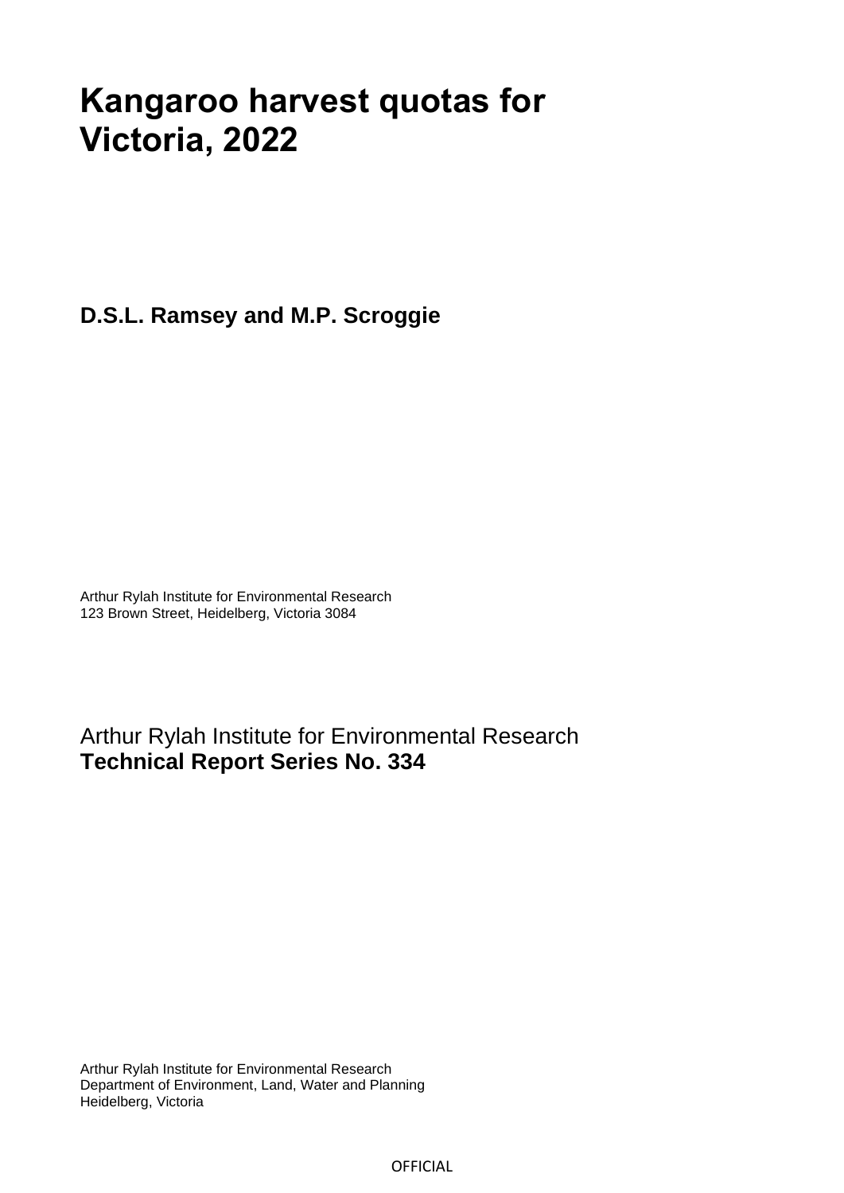# Kangaroo harvest quotas for Victoria, 2022

**D.S.L. Ramsey and M.P. Scroggie**

Arthur Rylah Institute for Environmental Research
123 Brown Street, Heidelberg, Victoria 3084

Arthur Rylah Institute for Environmental Research
**Technical Report Series No. 334**

Arthur Rylah Institute for Environmental Research
Department of Environment, Land, Water and Planning
Heidelberg, Victoria

OFFICIAL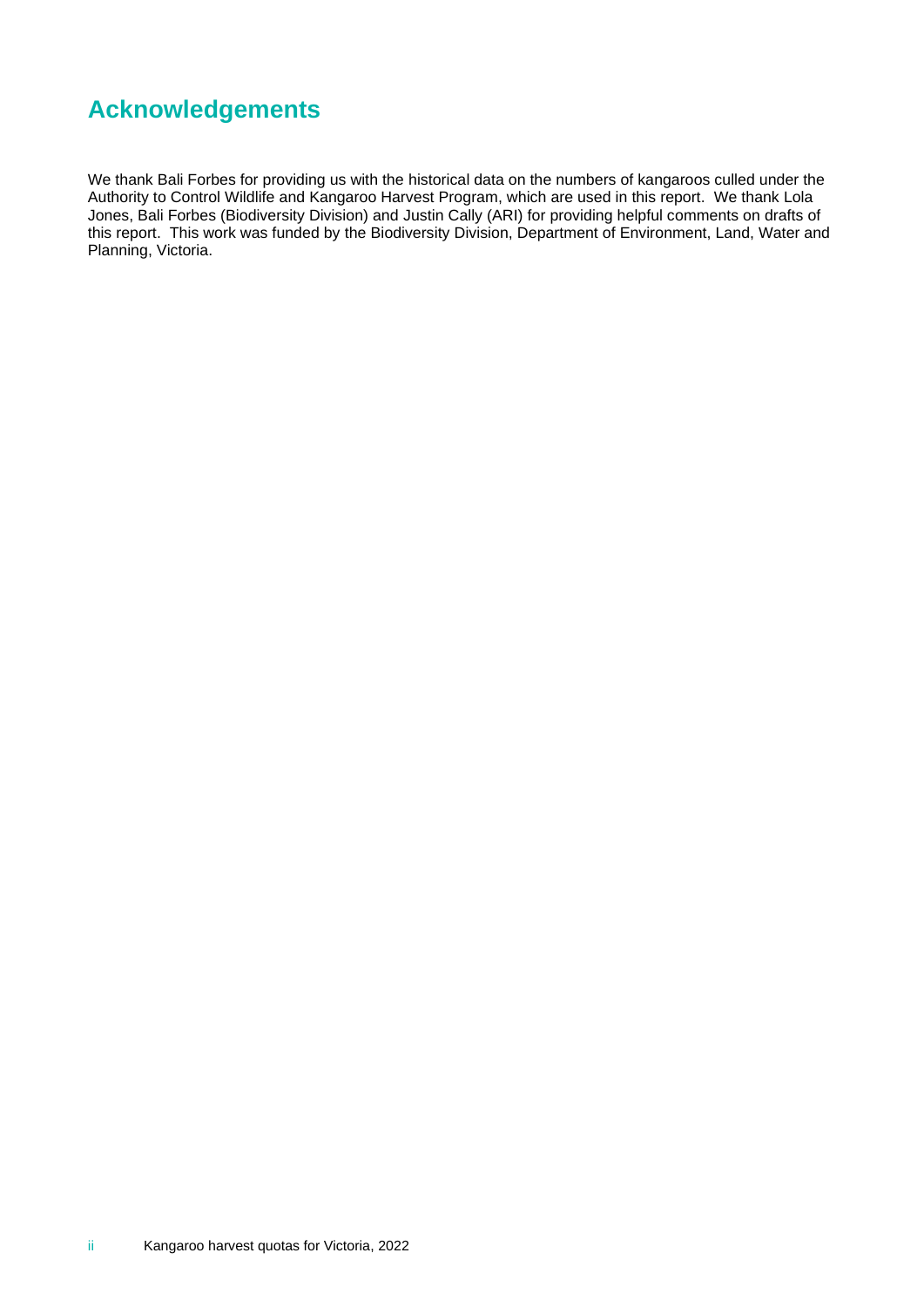# Acknowledgements

We thank Bali Forbes for providing us with the historical data on the numbers of kangaroos culled under the Authority to Control Wildlife and Kangaroo Harvest Program, which are used in this report. We thank Lola Jones, Bali Forbes (Biodiversity Division) and Justin Cally (ARI) for providing helpful comments on drafts of this report. This work was funded by the Biodiversity Division, Department of Environment, Land, Water and Planning, Victoria.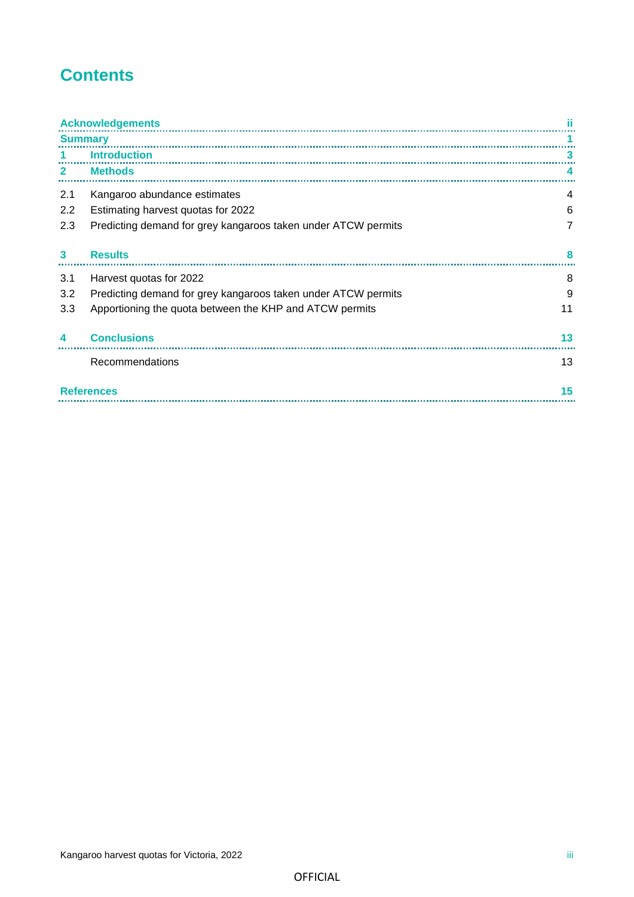# Contents

| | | |
|---|---|---|
| **Acknowledgements** | | **ii** |
| **Summary** | | **1** |
| **1** | **Introduction** | **3** |
| **2** | **Methods** | **4** |
| 2.1 | Kangaroo abundance estimates | 4 |
| 2.2 | Estimating harvest quotas for 2022 | 6 |
| 2.3 | Predicting demand for grey kangaroos taken under ATCW permits | 7 |
| **3** | **Results** | **8** |
| 3.1 | Harvest quotas for 2022 | 8 |
| 3.2 | Predicting demand for grey kangaroos taken under ATCW permits | 9 |
| 3.3 | Apportioning the quota between the KHP and ATCW permits | 11 |
| **4** | **Conclusions** | **13** |
| | Recommendations | 13 |
| **References** | | **15** |

OFFICIAL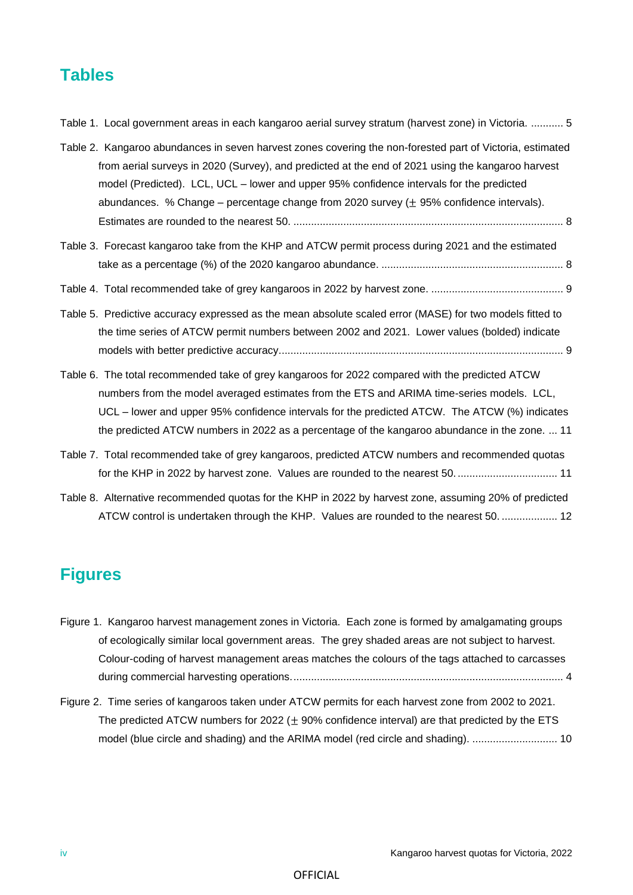## Tables

Table 1. Local government areas in each kangaroo aerial survey stratum (harvest zone) in Victoria. ........... 5

Table 2. Kangaroo abundances in seven harvest zones covering the non-forested part of Victoria, estimated from aerial surveys in 2020 (Survey), and predicted at the end of 2021 using the kangaroo harvest model (Predicted). LCL, UCL – lower and upper 95% confidence intervals for the predicted abundances. % Change – percentage change from 2020 survey (± 95% confidence intervals). Estimates are rounded to the nearest 50. ........................................................................................... 8

Table 3. Forecast kangaroo take from the KHP and ATCW permit process during 2021 and the estimated take as a percentage (%) of the 2020 kangaroo abundance. ............................................................. 8

Table 4. Total recommended take of grey kangaroos in 2022 by harvest zone. ............................................. 9

Table 5. Predictive accuracy expressed as the mean absolute scaled error (MASE) for two models fitted to the time series of ATCW permit numbers between 2002 and 2021. Lower values (bolded) indicate models with better predictive accuracy................................................................................................ 9

Table 6. The total recommended take of grey kangaroos for 2022 compared with the predicted ATCW numbers from the model averaged estimates from the ETS and ARIMA time-series models. LCL, UCL – lower and upper 95% confidence intervals for the predicted ATCW. The ATCW (%) indicates the predicted ATCW numbers in 2022 as a percentage of the kangaroo abundance in the zone. ... 11

Table 7. Total recommended take of grey kangaroos, predicted ATCW numbers and recommended quotas for the KHP in 2022 by harvest zone. Values are rounded to the nearest 50. .................................. 11

Table 8. Alternative recommended quotas for the KHP in 2022 by harvest zone, assuming 20% of predicted ATCW control is undertaken through the KHP. Values are rounded to the nearest 50. ................... 12

## Figures

Figure 1. Kangaroo harvest management zones in Victoria. Each zone is formed by amalgamating groups of ecologically similar local government areas. The grey shaded areas are not subject to harvest. Colour-coding of harvest management areas matches the colours of the tags attached to carcasses during commercial harvesting operations............................................................................................ 4

Figure 2. Time series of kangaroos taken under ATCW permits for each harvest zone from 2002 to 2021. The predicted ATCW numbers for 2022 (± 90% confidence interval) are that predicted by the ETS model (blue circle and shading) and the ARIMA model (red circle and shading). ............................. 10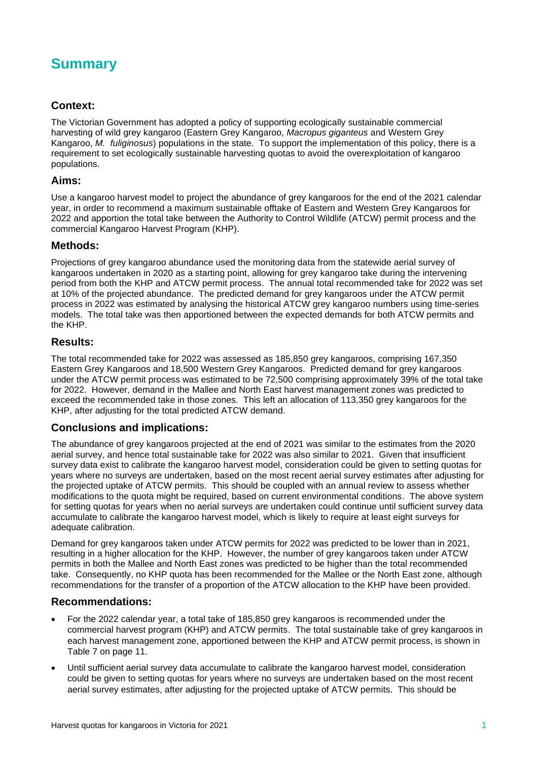# Summary

## Context:

The Victorian Government has adopted a policy of supporting ecologically sustainable commercial harvesting of wild grey kangaroo (Eastern Grey Kangaroo, *Macropus giganteus* and Western Grey Kangaroo, *M. fuliginosus*) populations in the state. To support the implementation of this policy, there is a requirement to set ecologically sustainable harvesting quotas to avoid the overexploitation of kangaroo populations.

## Aims:

Use a kangaroo harvest model to project the abundance of grey kangaroos for the end of the 2021 calendar year, in order to recommend a maximum sustainable offtake of Eastern and Western Grey Kangaroos for 2022 and apportion the total take between the Authority to Control Wildlife (ATCW) permit process and the commercial Kangaroo Harvest Program (KHP).

## Methods:

Projections of grey kangaroo abundance used the monitoring data from the statewide aerial survey of kangaroos undertaken in 2020 as a starting point, allowing for grey kangaroo take during the intervening period from both the KHP and ATCW permit process. The annual total recommended take for 2022 was set at 10% of the projected abundance. The predicted demand for grey kangaroos under the ATCW permit process in 2022 was estimated by analysing the historical ATCW grey kangaroo numbers using time-series models. The total take was then apportioned between the expected demands for both ATCW permits and the KHP.

## Results:

The total recommended take for 2022 was assessed as 185,850 grey kangaroos, comprising 167,350 Eastern Grey Kangaroos and 18,500 Western Grey Kangaroos. Predicted demand for grey kangaroos under the ATCW permit process was estimated to be 72,500 comprising approximately 39% of the total take for 2022. However, demand in the Mallee and North East harvest management zones was predicted to exceed the recommended take in those zones. This left an allocation of 113,350 grey kangaroos for the KHP, after adjusting for the total predicted ATCW demand.

## Conclusions and implications:

The abundance of grey kangaroos projected at the end of 2021 was similar to the estimates from the 2020 aerial survey, and hence total sustainable take for 2022 was also similar to 2021. Given that insufficient survey data exist to calibrate the kangaroo harvest model, consideration could be given to setting quotas for years where no surveys are undertaken, based on the most recent aerial survey estimates after adjusting for the projected uptake of ATCW permits. This should be coupled with an annual review to assess whether modifications to the quota might be required, based on current environmental conditions. The above system for setting quotas for years when no aerial surveys are undertaken could continue until sufficient survey data accumulate to calibrate the kangaroo harvest model, which is likely to require at least eight surveys for adequate calibration.

Demand for grey kangaroos taken under ATCW permits for 2022 was predicted to be lower than in 2021, resulting in a higher allocation for the KHP. However, the number of grey kangaroos taken under ATCW permits in both the Mallee and North East zones was predicted to be higher than the total recommended take. Consequently, no KHP quota has been recommended for the Mallee or the North East zone, although recommendations for the transfer of a proportion of the ATCW allocation to the KHP have been provided.

## Recommendations:

- For the 2022 calendar year, a total take of 185,850 grey kangaroos is recommended under the commercial harvest program (KHP) and ATCW permits. The total sustainable take of grey kangaroos in each harvest management zone, apportioned between the KHP and ATCW permit process, is shown in Table 7 on page 11.
- Until sufficient aerial survey data accumulate to calibrate the kangaroo harvest model, consideration could be given to setting quotas for years where no surveys are undertaken based on the most recent aerial survey estimates, after adjusting for the projected uptake of ATCW permits. This should be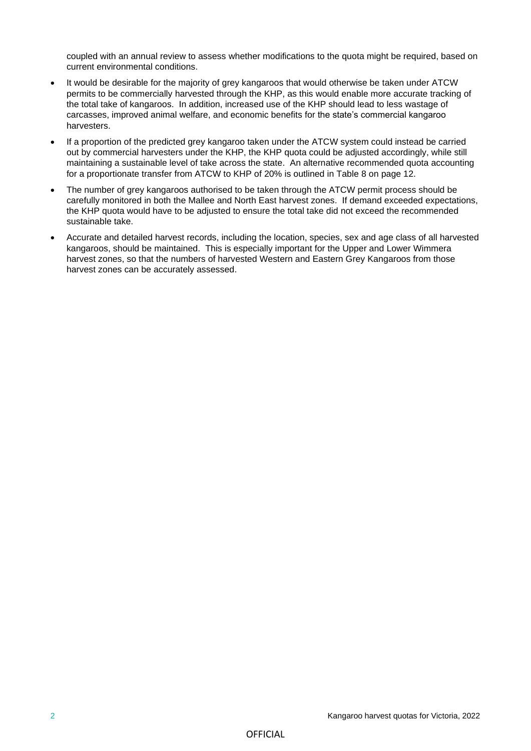coupled with an annual review to assess whether modifications to the quota might be required, based on current environmental conditions.

- It would be desirable for the majority of grey kangaroos that would otherwise be taken under ATCW permits to be commercially harvested through the KHP, as this would enable more accurate tracking of the total take of kangaroos. In addition, increased use of the KHP should lead to less wastage of carcasses, improved animal welfare, and economic benefits for the state's commercial kangaroo harvesters.
- If a proportion of the predicted grey kangaroo taken under the ATCW system could instead be carried out by commercial harvesters under the KHP, the KHP quota could be adjusted accordingly, while still maintaining a sustainable level of take across the state. An alternative recommended quota accounting for a proportionate transfer from ATCW to KHP of 20% is outlined in Table 8 on page 12.
- The number of grey kangaroos authorised to be taken through the ATCW permit process should be carefully monitored in both the Mallee and North East harvest zones. If demand exceeded expectations, the KHP quota would have to be adjusted to ensure the total take did not exceed the recommended sustainable take.
- Accurate and detailed harvest records, including the location, species, sex and age class of all harvested kangaroos, should be maintained. This is especially important for the Upper and Lower Wimmera harvest zones, so that the numbers of harvested Western and Eastern Grey Kangaroos from those harvest zones can be accurately assessed.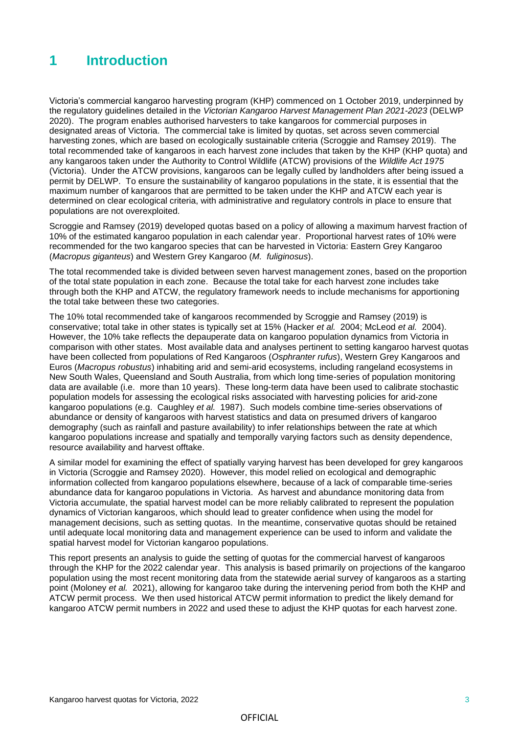# 1 Introduction

Victoria's commercial kangaroo harvesting program (KHP) commenced on 1 October 2019, underpinned by the regulatory guidelines detailed in the *Victorian Kangaroo Harvest Management Plan 2021-2023* (DELWP 2020). The program enables authorised harvesters to take kangaroos for commercial purposes in designated areas of Victoria. The commercial take is limited by quotas, set across seven commercial harvesting zones, which are based on ecologically sustainable criteria (Scroggie and Ramsey 2019). The total recommended take of kangaroos in each harvest zone includes that taken by the KHP (KHP quota) and any kangaroos taken under the Authority to Control Wildlife (ATCW) provisions of the *Wildlife Act 1975* (Victoria). Under the ATCW provisions, kangaroos can be legally culled by landholders after being issued a permit by DELWP. To ensure the sustainability of kangaroo populations in the state, it is essential that the maximum number of kangaroos that are permitted to be taken under the KHP and ATCW each year is determined on clear ecological criteria, with administrative and regulatory controls in place to ensure that populations are not overexploited.

Scroggie and Ramsey (2019) developed quotas based on a policy of allowing a maximum harvest fraction of 10% of the estimated kangaroo population in each calendar year. Proportional harvest rates of 10% were recommended for the two kangaroo species that can be harvested in Victoria: Eastern Grey Kangaroo (*Macropus giganteus*) and Western Grey Kangaroo (*M. fuliginosus*).

The total recommended take is divided between seven harvest management zones, based on the proportion of the total state population in each zone. Because the total take for each harvest zone includes take through both the KHP and ATCW, the regulatory framework needs to include mechanisms for apportioning the total take between these two categories.

The 10% total recommended take of kangaroos recommended by Scroggie and Ramsey (2019) is conservative; total take in other states is typically set at 15% (Hacker *et al.* 2004; McLeod *et al.* 2004). However, the 10% take reflects the depauperate data on kangaroo population dynamics from Victoria in comparison with other states. Most available data and analyses pertinent to setting kangaroo harvest quotas have been collected from populations of Red Kangaroos (*Osphranter rufus*), Western Grey Kangaroos and Euros (*Macropus robustus*) inhabiting arid and semi-arid ecosystems, including rangeland ecosystems in New South Wales, Queensland and South Australia, from which long time-series of population monitoring data are available (i.e. more than 10 years). These long-term data have been used to calibrate stochastic population models for assessing the ecological risks associated with harvesting policies for arid-zone kangaroo populations (e.g. Caughley *et al.* 1987). Such models combine time-series observations of abundance or density of kangaroos with harvest statistics and data on presumed drivers of kangaroo demography (such as rainfall and pasture availability) to infer relationships between the rate at which kangaroo populations increase and spatially and temporally varying factors such as density dependence, resource availability and harvest offtake.

A similar model for examining the effect of spatially varying harvest has been developed for grey kangaroos in Victoria (Scroggie and Ramsey 2020). However, this model relied on ecological and demographic information collected from kangaroo populations elsewhere, because of a lack of comparable time-series abundance data for kangaroo populations in Victoria. As harvest and abundance monitoring data from Victoria accumulate, the spatial harvest model can be more reliably calibrated to represent the population dynamics of Victorian kangaroos, which should lead to greater confidence when using the model for management decisions, such as setting quotas. In the meantime, conservative quotas should be retained until adequate local monitoring data and management experience can be used to inform and validate the spatial harvest model for Victorian kangaroo populations.

This report presents an analysis to guide the setting of quotas for the commercial harvest of kangaroos through the KHP for the 2022 calendar year. This analysis is based primarily on projections of the kangaroo population using the most recent monitoring data from the statewide aerial survey of kangaroos as a starting point (Moloney *et al.* 2021), allowing for kangaroo take during the intervening period from both the KHP and ATCW permit process. We then used historical ATCW permit information to predict the likely demand for kangaroo ATCW permit numbers in 2022 and used these to adjust the KHP quotas for each harvest zone.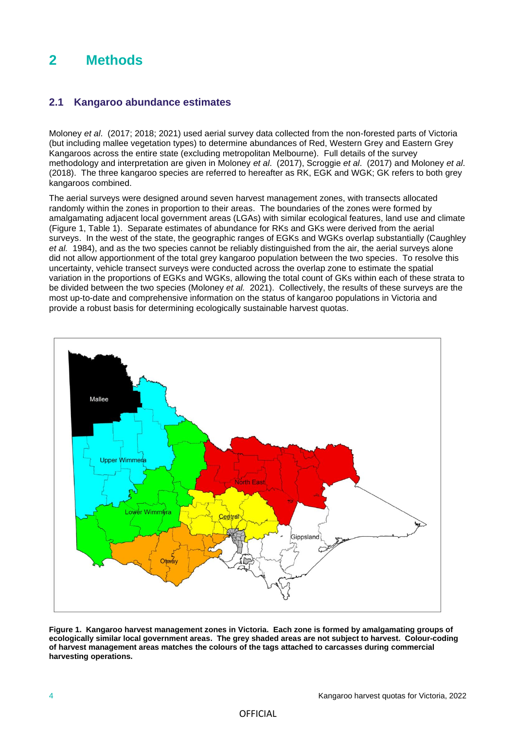# 2 Methods

## 2.1 Kangaroo abundance estimates

Moloney *et al*. (2017; 2018; 2021) used aerial survey data collected from the non-forested parts of Victoria (but including mallee vegetation types) to determine abundances of Red, Western Grey and Eastern Grey Kangaroos across the entire state (excluding metropolitan Melbourne). Full details of the survey methodology and interpretation are given in Moloney *et al*. (2017), Scroggie *et al*. (2017) and Moloney *et al*. (2018). The three kangaroo species are referred to hereafter as RK, EGK and WGK; GK refers to both grey kangaroos combined.

The aerial surveys were designed around seven harvest management zones, with transects allocated randomly within the zones in proportion to their areas. The boundaries of the zones were formed by amalgamating adjacent local government areas (LGAs) with similar ecological features, land use and climate (Figure 1, Table 1). Separate estimates of abundance for RKs and GKs were derived from the aerial surveys. In the west of the state, the geographic ranges of EGKs and WGKs overlap substantially (Caughley *et al.* 1984), and as the two species cannot be reliably distinguished from the air, the aerial surveys alone did not allow apportionment of the total grey kangaroo population between the two species. To resolve this uncertainty, vehicle transect surveys were conducted across the overlap zone to estimate the spatial variation in the proportions of EGKs and WGKs, allowing the total count of GKs within each of these strata to be divided between the two species (Moloney *et al.* 2021). Collectively, the results of these surveys are the most up-to-date and comprehensive information on the status of kangaroo populations in Victoria and provide a robust basis for determining ecologically sustainable harvest quotas.

**Figure 1. Kangaroo harvest management zones in Victoria. Each zone is formed by amalgamating groups of ecologically similar local government areas. The grey shaded areas are not subject to harvest. Colour-coding of harvest management areas matches the colours of the tags attached to carcasses during commercial harvesting operations.**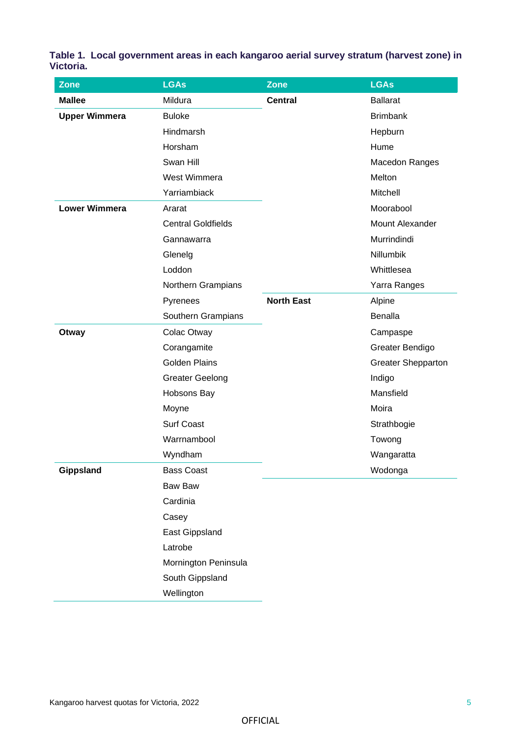**Table 1. Local government areas in each kangaroo aerial survey stratum (harvest zone) in Victoria.**

| Zone | LGAs | Zone | LGAs |
|---|---|---|---|
| **Mallee** | Mildura | **Central** | Ballarat |
| **Upper Wimmera** | Buloke | | Brimbank |
| | Hindmarsh | | Hepburn |
| | Horsham | | Hume |
| | Swan Hill | | Macedon Ranges |
| | West Wimmera | | Melton |
| | Yarriambiack | | Mitchell |
| **Lower Wimmera** | Ararat | | Moorabool |
| | Central Goldfields | | Mount Alexander |
| | Gannawarra | | Murrindindi |
| | Glenelg | | Nillumbik |
| | Loddon | | Whittlesea |
| | Northern Grampians | | Yarra Ranges |
| | Pyrenees | **North East** | Alpine |
| | Southern Grampians | | Benalla |
| **Otway** | Colac Otway | | Campaspe |
| | Corangamite | | Greater Bendigo |
| | Golden Plains | | Greater Shepparton |
| | Greater Geelong | | Indigo |
| | Hobsons Bay | | Mansfield |
| | Moyne | | Moira |
| | Surf Coast | | Strathbogie |
| | Warrnambool | | Towong |
| | Wyndham | | Wangaratta |
| **Gippsland** | Bass Coast | | Wodonga |
| | Baw Baw | | |
| | Cardinia | | |
| | Casey | | |
| | East Gippsland | | |
| | Latrobe | | |
| | Mornington Peninsula | | |
| | South Gippsland | | |
| | Wellington | | |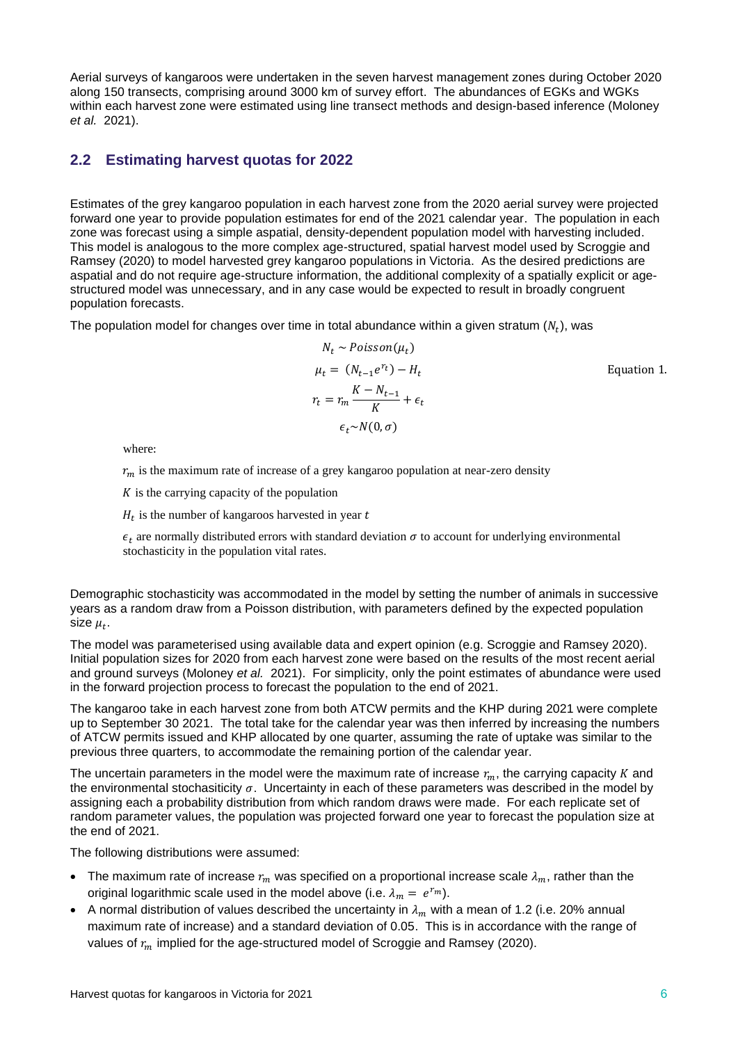Aerial surveys of kangaroos were undertaken in the seven harvest management zones during October 2020 along 150 transects, comprising around 3000 km of survey effort. The abundances of EGKs and WGKs within each harvest zone were estimated using line transect methods and design-based inference (Moloney *et al.* 2021).

## 2.2 Estimating harvest quotas for 2022

Estimates of the grey kangaroo population in each harvest zone from the 2020 aerial survey were projected forward one year to provide population estimates for end of the 2021 calendar year. The population in each zone was forecast using a simple aspatial, density-dependent population model with harvesting included. This model is analogous to the more complex age-structured, spatial harvest model used by Scroggie and Ramsey (2020) to model harvested grey kangaroo populations in Victoria. As the desired predictions are aspatial and do not require age-structure information, the additional complexity of a spatially explicit or age-structured model was unnecessary, and in any case would be expected to result in broadly congruent population forecasts.

The population model for changes over time in total abundance within a given stratum ($N_t$), was

$$
\begin{aligned}
N_t &\sim Poisson(\mu_t) \\
\mu_t &= (N_{t-1}e^{r_t}) - H_t \\
r_t &= r_m \frac{K - N_{t-1}}{K} + \epsilon_t \\
\epsilon_t &\sim N(0, \sigma)
\end{aligned}
\qquad \text{Equation 1.}
$$

where:

$r_m$ is the maximum rate of increase of a grey kangaroo population at near-zero density

$K$ is the carrying capacity of the population

$H_t$ is the number of kangaroos harvested in year $t$

$\epsilon_t$ are normally distributed errors with standard deviation $\sigma$ to account for underlying environmental stochasticity in the population vital rates.

Demographic stochasticity was accommodated in the model by setting the number of animals in successive years as a random draw from a Poisson distribution, with parameters defined by the expected population size $\mu_t$.

The model was parameterised using available data and expert opinion (e.g. Scroggie and Ramsey 2020). Initial population sizes for 2020 from each harvest zone were based on the results of the most recent aerial and ground surveys (Moloney *et al.* 2021). For simplicity, only the point estimates of abundance were used in the forward projection process to forecast the population to the end of 2021.

The kangaroo take in each harvest zone from both ATCW permits and the KHP during 2021 were complete up to September 30 2021. The total take for the calendar year was then inferred by increasing the numbers of ATCW permits issued and KHP allocated by one quarter, assuming the rate of uptake was similar to the previous three quarters, to accommodate the remaining portion of the calendar year.

The uncertain parameters in the model were the maximum rate of increase $r_m$, the carrying capacity $K$ and the environmental stochasiticity $\sigma$. Uncertainty in each of these parameters was described in the model by assigning each a probability distribution from which random draws were made. For each replicate set of random parameter values, the population was projected forward one year to forecast the population size at the end of 2021.

The following distributions were assumed:

- The maximum rate of increase $r_m$ was specified on a proportional increase scale $\lambda_m$, rather than the original logarithmic scale used in the model above (i.e. $\lambda_m = e^{r_m}$).
- A normal distribution of values described the uncertainty in $\lambda_m$ with a mean of 1.2 (i.e. 20% annual maximum rate of increase) and a standard deviation of 0.05. This is in accordance with the range of values of $r_m$ implied for the age-structured model of Scroggie and Ramsey (2020).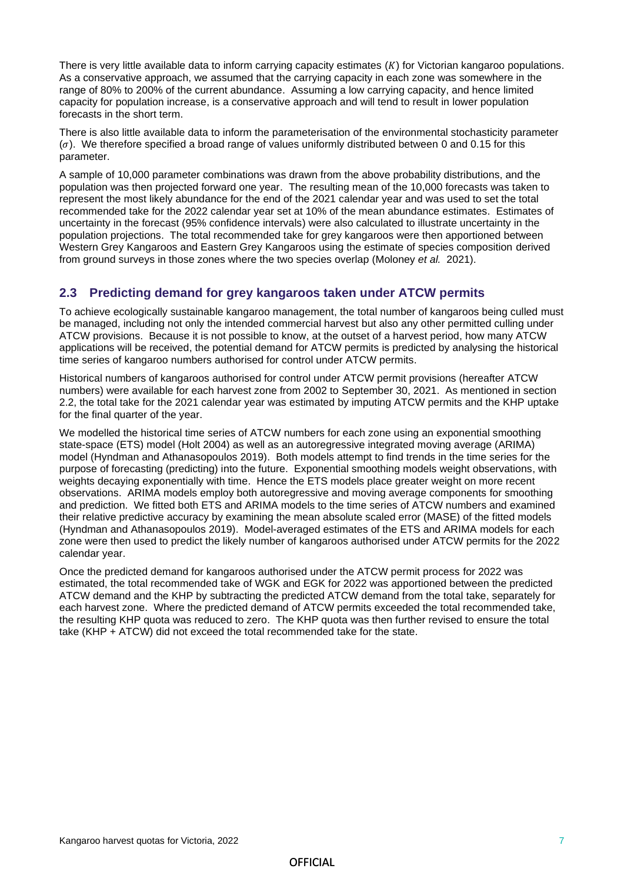There is very little available data to inform carrying capacity estimates ($K$) for Victorian kangaroo populations. As a conservative approach, we assumed that the carrying capacity in each zone was somewhere in the range of 80% to 200% of the current abundance. Assuming a low carrying capacity, and hence limited capacity for population increase, is a conservative approach and will tend to result in lower population forecasts in the short term.

There is also little available data to inform the parameterisation of the environmental stochasticity parameter ($\sigma$). We therefore specified a broad range of values uniformly distributed between 0 and 0.15 for this parameter.

A sample of 10,000 parameter combinations was drawn from the above probability distributions, and the population was then projected forward one year. The resulting mean of the 10,000 forecasts was taken to represent the most likely abundance for the end of the 2021 calendar year and was used to set the total recommended take for the 2022 calendar year set at 10% of the mean abundance estimates. Estimates of uncertainty in the forecast (95% confidence intervals) were also calculated to illustrate uncertainty in the population projections. The total recommended take for grey kangaroos were then apportioned between Western Grey Kangaroos and Eastern Grey Kangaroos using the estimate of species composition derived from ground surveys in those zones where the two species overlap (Moloney *et al.* 2021).

## 2.3 Predicting demand for grey kangaroos taken under ATCW permits

To achieve ecologically sustainable kangaroo management, the total number of kangaroos being culled must be managed, including not only the intended commercial harvest but also any other permitted culling under ATCW provisions. Because it is not possible to know, at the outset of a harvest period, how many ATCW applications will be received, the potential demand for ATCW permits is predicted by analysing the historical time series of kangaroo numbers authorised for control under ATCW permits.

Historical numbers of kangaroos authorised for control under ATCW permit provisions (hereafter ATCW numbers) were available for each harvest zone from 2002 to September 30, 2021. As mentioned in section 2.2, the total take for the 2021 calendar year was estimated by imputing ATCW permits and the KHP uptake for the final quarter of the year.

We modelled the historical time series of ATCW numbers for each zone using an exponential smoothing state-space (ETS) model (Holt 2004) as well as an autoregressive integrated moving average (ARIMA) model (Hyndman and Athanasopoulos 2019). Both models attempt to find trends in the time series for the purpose of forecasting (predicting) into the future. Exponential smoothing models weight observations, with weights decaying exponentially with time. Hence the ETS models place greater weight on more recent observations. ARIMA models employ both autoregressive and moving average components for smoothing and prediction. We fitted both ETS and ARIMA models to the time series of ATCW numbers and examined their relative predictive accuracy by examining the mean absolute scaled error (MASE) of the fitted models (Hyndman and Athanasopoulos 2019). Model-averaged estimates of the ETS and ARIMA models for each zone were then used to predict the likely number of kangaroos authorised under ATCW permits for the 2022 calendar year.

Once the predicted demand for kangaroos authorised under the ATCW permit process for 2022 was estimated, the total recommended take of WGK and EGK for 2022 was apportioned between the predicted ATCW demand and the KHP by subtracting the predicted ATCW demand from the total take, separately for each harvest zone. Where the predicted demand of ATCW permits exceeded the total recommended take, the resulting KHP quota was reduced to zero. The KHP quota was then further revised to ensure the total take (KHP + ATCW) did not exceed the total recommended take for the state.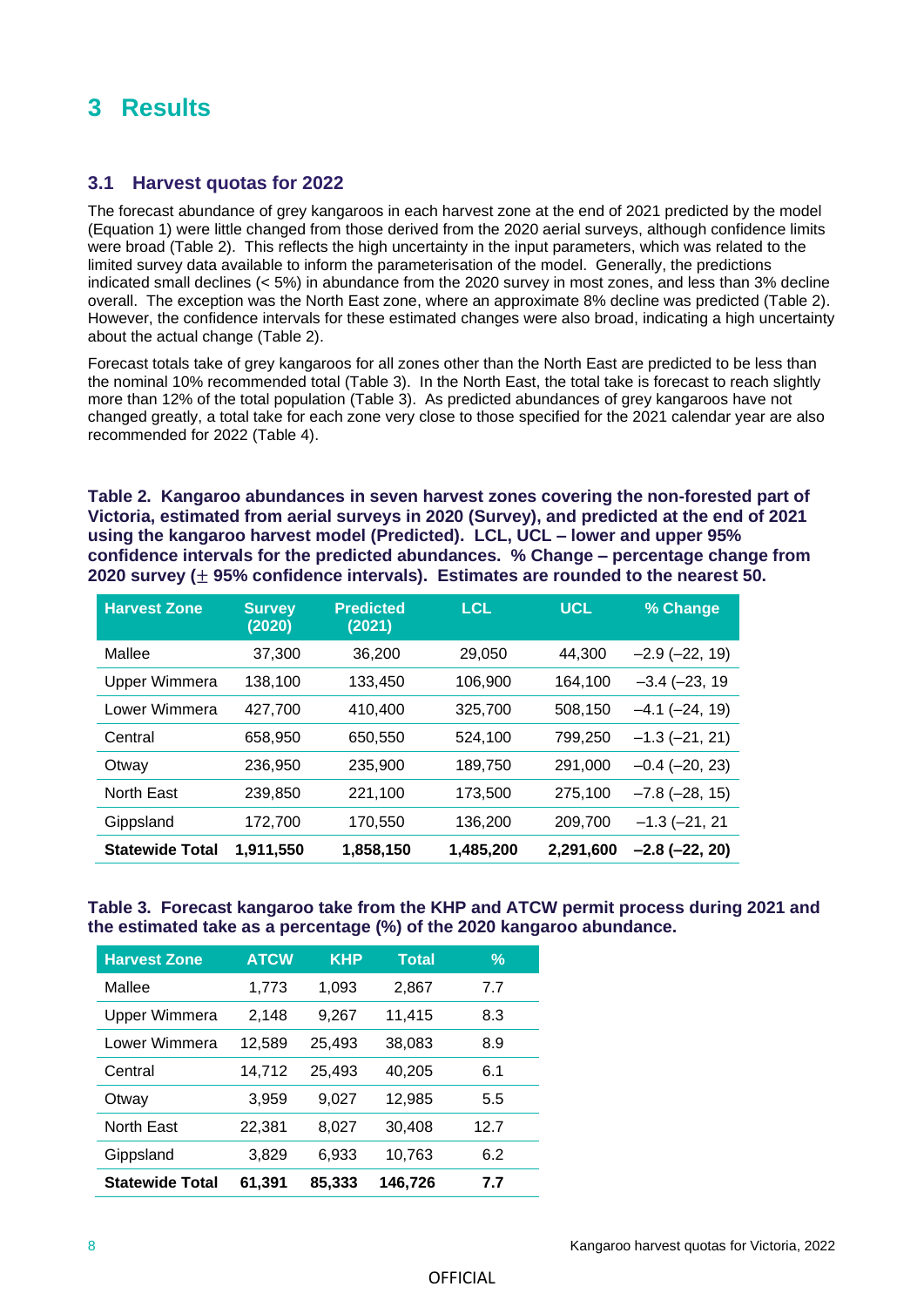# 3 Results

## 3.1 Harvest quotas for 2022

The forecast abundance of grey kangaroos in each harvest zone at the end of 2021 predicted by the model (Equation 1) were little changed from those derived from the 2020 aerial surveys, although confidence limits were broad (Table 2). This reflects the high uncertainty in the input parameters, which was related to the limited survey data available to inform the parameterisation of the model. Generally, the predictions indicated small declines (< 5%) in abundance from the 2020 survey in most zones, and less than 3% decline overall. The exception was the North East zone, where an approximate 8% decline was predicted (Table 2). However, the confidence intervals for these estimated changes were also broad, indicating a high uncertainty about the actual change (Table 2).

Forecast totals take of grey kangaroos for all zones other than the North East are predicted to be less than the nominal 10% recommended total (Table 3). In the North East, the total take is forecast to reach slightly more than 12% of the total population (Table 3). As predicted abundances of grey kangaroos have not changed greatly, a total take for each zone very close to those specified for the 2021 calendar year are also recommended for 2022 (Table 4).

**Table 2. Kangaroo abundances in seven harvest zones covering the non-forested part of Victoria, estimated from aerial surveys in 2020 (Survey), and predicted at the end of 2021 using the kangaroo harvest model (Predicted). LCL, UCL – lower and upper 95% confidence intervals for the predicted abundances. % Change – percentage change from 2020 survey (± 95% confidence intervals). Estimates are rounded to the nearest 50.**

| Harvest Zone | Survey (2020) | Predicted (2021) | LCL | UCL | % Change |
|---|---|---|---|---|---|
| Mallee | 37,300 | 36,200 | 29,050 | 44,300 | –2.9 (–22, 19) |
| Upper Wimmera | 138,100 | 133,450 | 106,900 | 164,100 | –3.4 (–23, 19 |
| Lower Wimmera | 427,700 | 410,400 | 325,700 | 508,150 | –4.1 (–24, 19) |
| Central | 658,950 | 650,550 | 524,100 | 799,250 | –1.3 (–21, 21) |
| Otway | 236,950 | 235,900 | 189,750 | 291,000 | –0.4 (–20, 23) |
| North East | 239,850 | 221,100 | 173,500 | 275,100 | –7.8 (–28, 15) |
| Gippsland | 172,700 | 170,550 | 136,200 | 209,700 | –1.3 (–21, 21 |
| **Statewide Total** | **1,911,550** | **1,858,150** | **1,485,200** | **2,291,600** | **–2.8 (–22, 20)** |

**Table 3. Forecast kangaroo take from the KHP and ATCW permit process during 2021 and the estimated take as a percentage (%) of the 2020 kangaroo abundance.**

| Harvest Zone | ATCW | KHP | Total | % |
|---|---|---|---|---|
| Mallee | 1,773 | 1,093 | 2,867 | 7.7 |
| Upper Wimmera | 2,148 | 9,267 | 11,415 | 8.3 |
| Lower Wimmera | 12,589 | 25,493 | 38,083 | 8.9 |
| Central | 14,712 | 25,493 | 40,205 | 6.1 |
| Otway | 3,959 | 9,027 | 12,985 | 5.5 |
| North East | 22,381 | 8,027 | 30,408 | 12.7 |
| Gippsland | 3,829 | 6,933 | 10,763 | 6.2 |
| **Statewide Total** | **61,391** | **85,333** | **146,726** | **7.7** |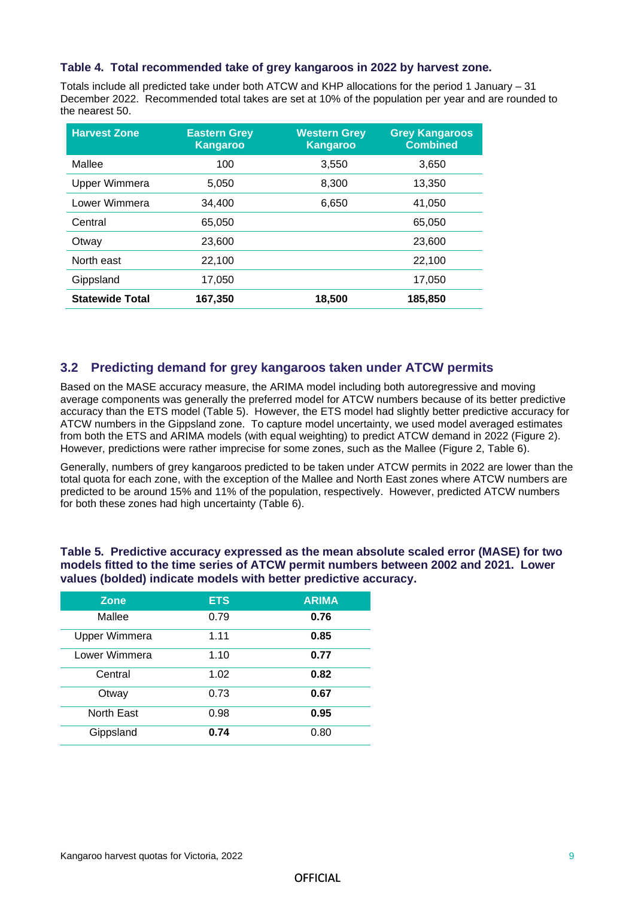**Table 4. Total recommended take of grey kangaroos in 2022 by harvest zone.**

Totals include all predicted take under both ATCW and KHP allocations for the period 1 January – 31 December 2022. Recommended total takes are set at 10% of the population per year and are rounded to the nearest 50.

| Harvest Zone | Eastern Grey Kangaroo | Western Grey Kangaroo | Grey Kangaroos Combined |
|---|---|---|---|
| Mallee | 100 | 3,550 | 3,650 |
| Upper Wimmera | 5,050 | 8,300 | 13,350 |
| Lower Wimmera | 34,400 | 6,650 | 41,050 |
| Central | 65,050 | | 65,050 |
| Otway | 23,600 | | 23,600 |
| North east | 22,100 | | 22,100 |
| Gippsland | 17,050 | | 17,050 |
| **Statewide Total** | **167,350** | **18,500** | **185,850** |

## 3.2 Predicting demand for grey kangaroos taken under ATCW permits

Based on the MASE accuracy measure, the ARIMA model including both autoregressive and moving average components was generally the preferred model for ATCW numbers because of its better predictive accuracy than the ETS model (Table 5). However, the ETS model had slightly better predictive accuracy for ATCW numbers in the Gippsland zone. To capture model uncertainty, we used model averaged estimates from both the ETS and ARIMA models (with equal weighting) to predict ATCW demand in 2022 (Figure 2). However, predictions were rather imprecise for some zones, such as the Mallee (Figure 2, Table 6).

Generally, numbers of grey kangaroos predicted to be taken under ATCW permits in 2022 are lower than the total quota for each zone, with the exception of the Mallee and North East zones where ATCW numbers are predicted to be around 15% and 11% of the population, respectively. However, predicted ATCW numbers for both these zones had high uncertainty (Table 6).

**Table 5. Predictive accuracy expressed as the mean absolute scaled error (MASE) for two models fitted to the time series of ATCW permit numbers between 2002 and 2021. Lower values (bolded) indicate models with better predictive accuracy.**

| Zone | ETS | ARIMA |
|---|---|---|
| Mallee | 0.79 | **0.76** |
| Upper Wimmera | 1.11 | **0.85** |
| Lower Wimmera | 1.10 | **0.77** |
| Central | 1.02 | **0.82** |
| Otway | 0.73 | **0.67** |
| North East | 0.98 | **0.95** |
| Gippsland | **0.74** | 0.80 |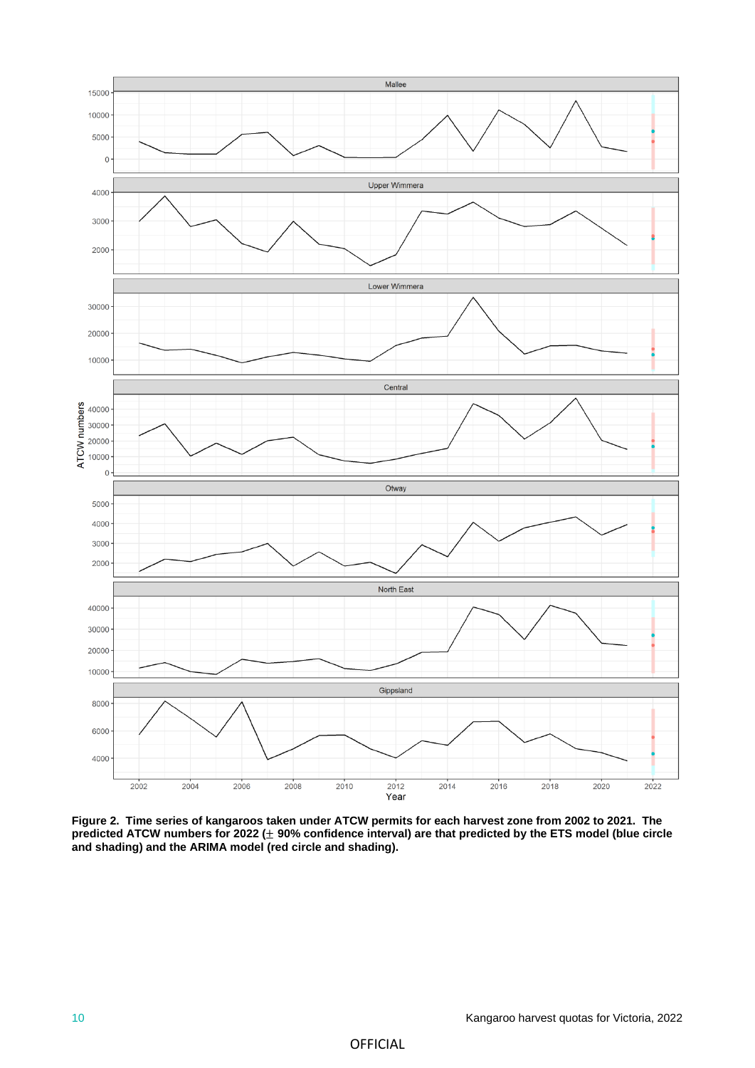**Figure 2. Time series of kangaroos taken under ATCW permits for each harvest zone from 2002 to 2021. The predicted ATCW numbers for 2022 (± 90% confidence interval) are that predicted by the ETS model (blue circle and shading) and the ARIMA model (red circle and shading).**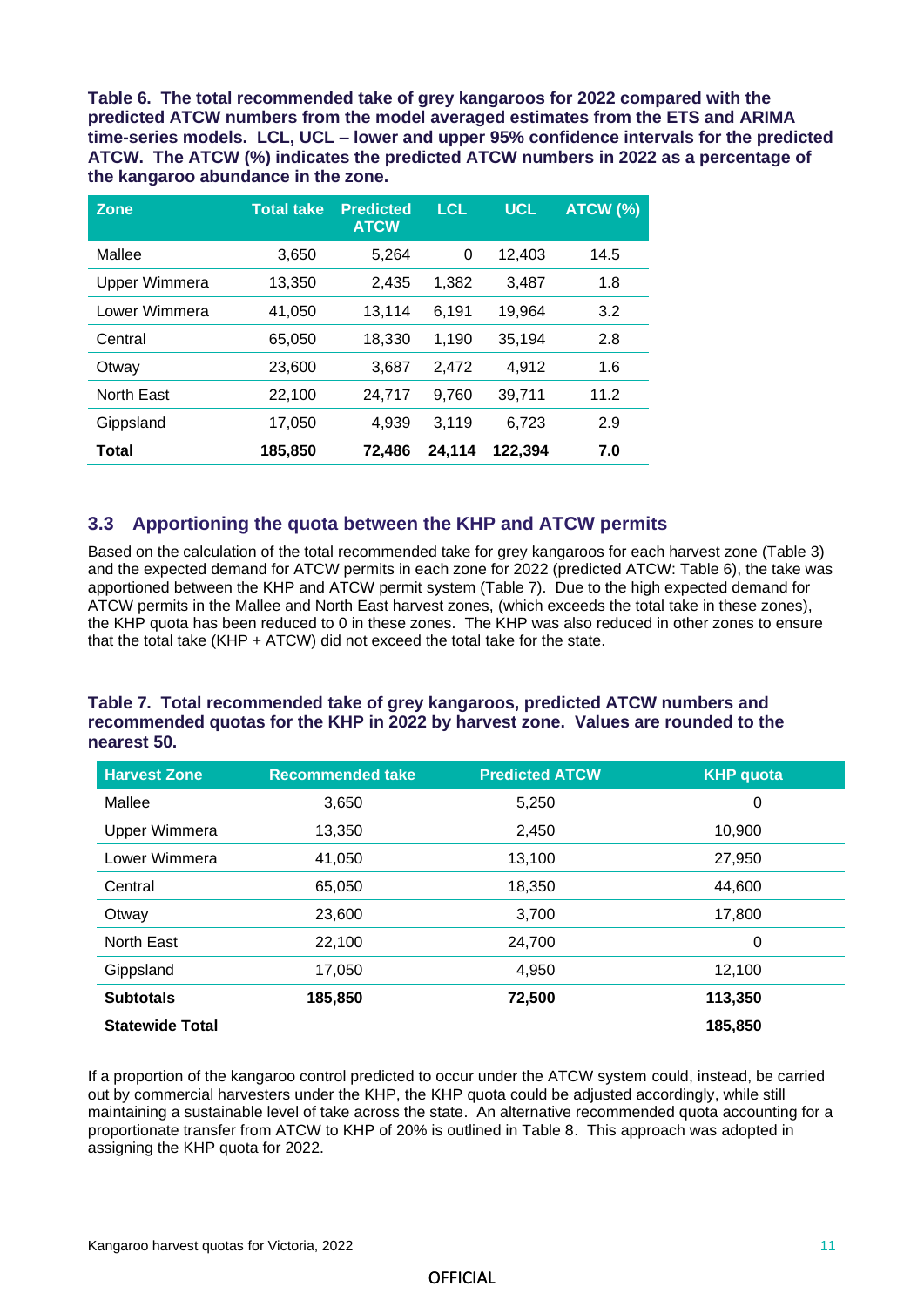**Table 6. The total recommended take of grey kangaroos for 2022 compared with the predicted ATCW numbers from the model averaged estimates from the ETS and ARIMA time-series models. LCL, UCL – lower and upper 95% confidence intervals for the predicted ATCW. The ATCW (%) indicates the predicted ATCW numbers in 2022 as a percentage of the kangaroo abundance in the zone.**

| Zone | Total take | Predicted ATCW | LCL | UCL | ATCW (%) |
|---|---|---|---|---|---|
| Mallee | 3,650 | 5,264 | 0 | 12,403 | 14.5 |
| Upper Wimmera | 13,350 | 2,435 | 1,382 | 3,487 | 1.8 |
| Lower Wimmera | 41,050 | 13,114 | 6,191 | 19,964 | 3.2 |
| Central | 65,050 | 18,330 | 1,190 | 35,194 | 2.8 |
| Otway | 23,600 | 3,687 | 2,472 | 4,912 | 1.6 |
| North East | 22,100 | 24,717 | 9,760 | 39,711 | 11.2 |
| Gippsland | 17,050 | 4,939 | 3,119 | 6,723 | 2.9 |
| **Total** | **185,850** | **72,486** | **24,114** | **122,394** | **7.0** |

## 3.3 Apportioning the quota between the KHP and ATCW permits

Based on the calculation of the total recommended take for grey kangaroos for each harvest zone (Table 3) and the expected demand for ATCW permits in each zone for 2022 (predicted ATCW: Table 6), the take was apportioned between the KHP and ATCW permit system (Table 7). Due to the high expected demand for ATCW permits in the Mallee and North East harvest zones, (which exceeds the total take in these zones), the KHP quota has been reduced to 0 in these zones. The KHP was also reduced in other zones to ensure that the total take (KHP + ATCW) did not exceed the total take for the state.

**Table 7. Total recommended take of grey kangaroos, predicted ATCW numbers and recommended quotas for the KHP in 2022 by harvest zone. Values are rounded to the nearest 50.**

| Harvest Zone | Recommended take | Predicted ATCW | KHP quota |
|---|---|---|---|
| Mallee | 3,650 | 5,250 | 0 |
| Upper Wimmera | 13,350 | 2,450 | 10,900 |
| Lower Wimmera | 41,050 | 13,100 | 27,950 |
| Central | 65,050 | 18,350 | 44,600 |
| Otway | 23,600 | 3,700 | 17,800 |
| North East | 22,100 | 24,700 | 0 |
| Gippsland | 17,050 | 4,950 | 12,100 |
| **Subtotals** | **185,850** | **72,500** | **113,350** |
| **Statewide Total** | | | **185,850** |

If a proportion of the kangaroo control predicted to occur under the ATCW system could, instead, be carried out by commercial harvesters under the KHP, the KHP quota could be adjusted accordingly, while still maintaining a sustainable level of take across the state. An alternative recommended quota accounting for a proportionate transfer from ATCW to KHP of 20% is outlined in Table 8. This approach was adopted in assigning the KHP quota for 2022.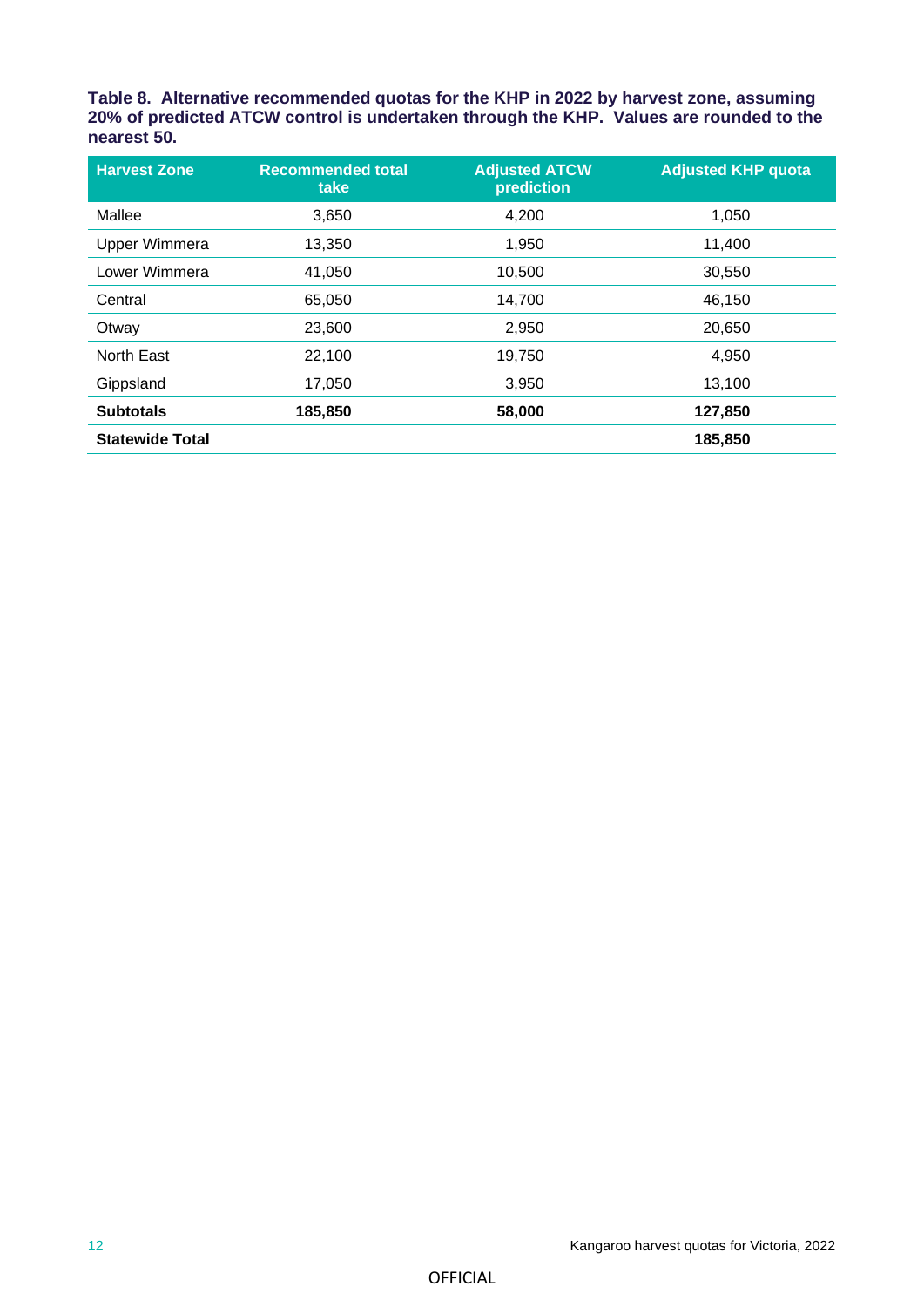**Table 8. Alternative recommended quotas for the KHP in 2022 by harvest zone, assuming 20% of predicted ATCW control is undertaken through the KHP. Values are rounded to the nearest 50.**

| Harvest Zone | Recommended total take | Adjusted ATCW prediction | Adjusted KHP quota |
|---|---|---|---|
| Mallee | 3,650 | 4,200 | 1,050 |
| Upper Wimmera | 13,350 | 1,950 | 11,400 |
| Lower Wimmera | 41,050 | 10,500 | 30,550 |
| Central | 65,050 | 14,700 | 46,150 |
| Otway | 23,600 | 2,950 | 20,650 |
| North East | 22,100 | 19,750 | 4,950 |
| Gippsland | 17,050 | 3,950 | 13,100 |
| **Subtotals** | **185,850** | **58,000** | **127,850** |
| **Statewide Total** | | | **185,850** |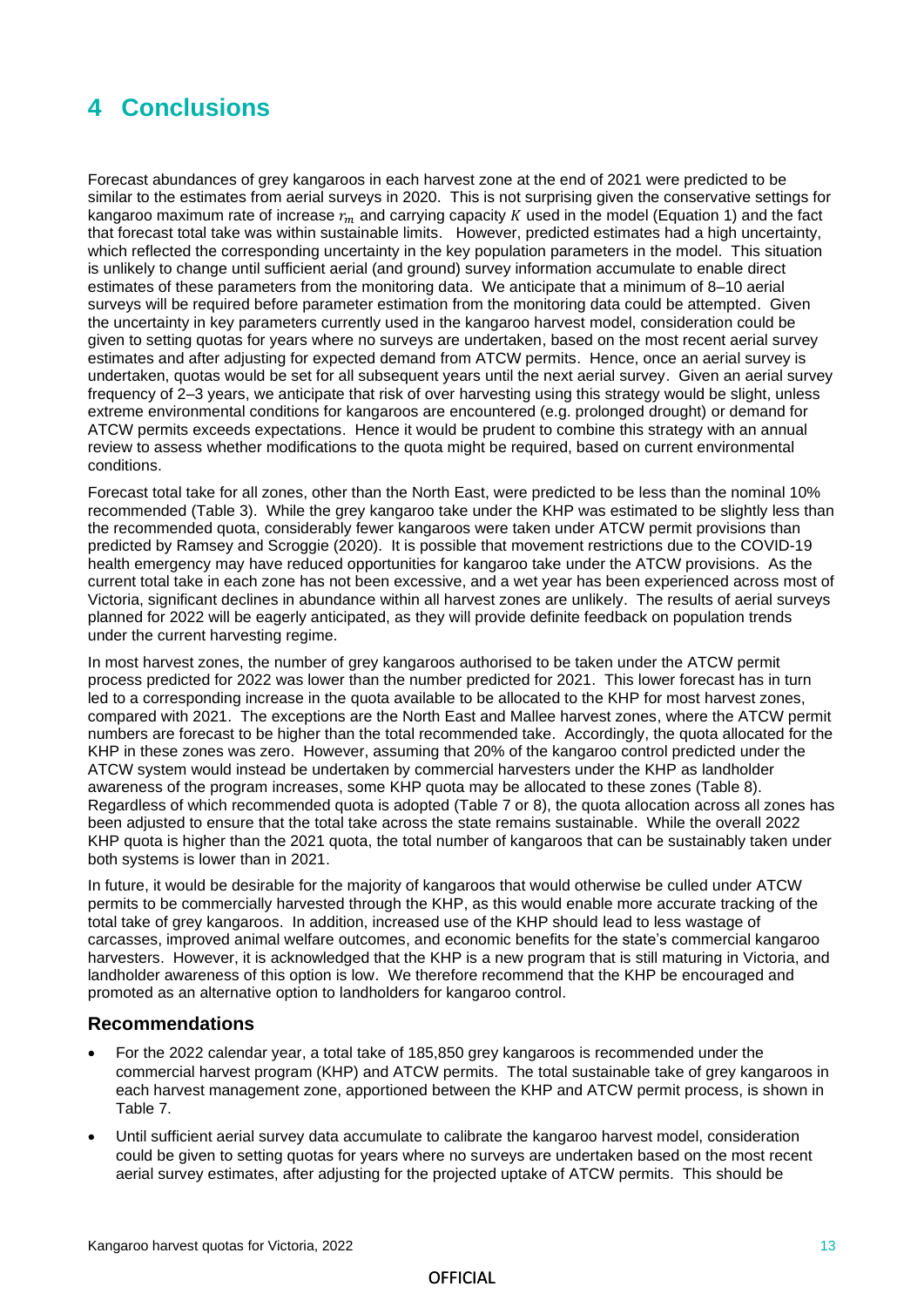# 4 Conclusions

Forecast abundances of grey kangaroos in each harvest zone at the end of 2021 were predicted to be similar to the estimates from aerial surveys in 2020. This is not surprising given the conservative settings for kangaroo maximum rate of increase $r_m$ and carrying capacity $K$ used in the model (Equation 1) and the fact that forecast total take was within sustainable limits. However, predicted estimates had a high uncertainty, which reflected the corresponding uncertainty in the key population parameters in the model. This situation is unlikely to change until sufficient aerial (and ground) survey information accumulate to enable direct estimates of these parameters from the monitoring data. We anticipate that a minimum of 8–10 aerial surveys will be required before parameter estimation from the monitoring data could be attempted. Given the uncertainty in key parameters currently used in the kangaroo harvest model, consideration could be given to setting quotas for years where no surveys are undertaken, based on the most recent aerial survey estimates and after adjusting for expected demand from ATCW permits. Hence, once an aerial survey is undertaken, quotas would be set for all subsequent years until the next aerial survey. Given an aerial survey frequency of 2–3 years, we anticipate that risk of over harvesting using this strategy would be slight, unless extreme environmental conditions for kangaroos are encountered (e.g. prolonged drought) or demand for ATCW permits exceeds expectations. Hence it would be prudent to combine this strategy with an annual review to assess whether modifications to the quota might be required, based on current environmental conditions.

Forecast total take for all zones, other than the North East, were predicted to be less than the nominal 10% recommended (Table 3). While the grey kangaroo take under the KHP was estimated to be slightly less than the recommended quota, considerably fewer kangaroos were taken under ATCW permit provisions than predicted by Ramsey and Scroggie (2020). It is possible that movement restrictions due to the COVID-19 health emergency may have reduced opportunities for kangaroo take under the ATCW provisions. As the current total take in each zone has not been excessive, and a wet year has been experienced across most of Victoria, significant declines in abundance within all harvest zones are unlikely. The results of aerial surveys planned for 2022 will be eagerly anticipated, as they will provide definite feedback on population trends under the current harvesting regime.

In most harvest zones, the number of grey kangaroos authorised to be taken under the ATCW permit process predicted for 2022 was lower than the number predicted for 2021. This lower forecast has in turn led to a corresponding increase in the quota available to be allocated to the KHP for most harvest zones, compared with 2021. The exceptions are the North East and Mallee harvest zones, where the ATCW permit numbers are forecast to be higher than the total recommended take. Accordingly, the quota allocated for the KHP in these zones was zero. However, assuming that 20% of the kangaroo control predicted under the ATCW system would instead be undertaken by commercial harvesters under the KHP as landholder awareness of the program increases, some KHP quota may be allocated to these zones (Table 8). Regardless of which recommended quota is adopted (Table 7 or 8), the quota allocation across all zones has been adjusted to ensure that the total take across the state remains sustainable. While the overall 2022 KHP quota is higher than the 2021 quota, the total number of kangaroos that can be sustainably taken under both systems is lower than in 2021.

In future, it would be desirable for the majority of kangaroos that would otherwise be culled under ATCW permits to be commercially harvested through the KHP, as this would enable more accurate tracking of the total take of grey kangaroos. In addition, increased use of the KHP should lead to less wastage of carcasses, improved animal welfare outcomes, and economic benefits for the state's commercial kangaroo harvesters. However, it is acknowledged that the KHP is a new program that is still maturing in Victoria, and landholder awareness of this option is low. We therefore recommend that the KHP be encouraged and promoted as an alternative option to landholders for kangaroo control.

## Recommendations

- For the 2022 calendar year, a total take of 185,850 grey kangaroos is recommended under the commercial harvest program (KHP) and ATCW permits. The total sustainable take of grey kangaroos in each harvest management zone, apportioned between the KHP and ATCW permit process, is shown in Table 7.
- Until sufficient aerial survey data accumulate to calibrate the kangaroo harvest model, consideration could be given to setting quotas for years where no surveys are undertaken based on the most recent aerial survey estimates, after adjusting for the projected uptake of ATCW permits. This should be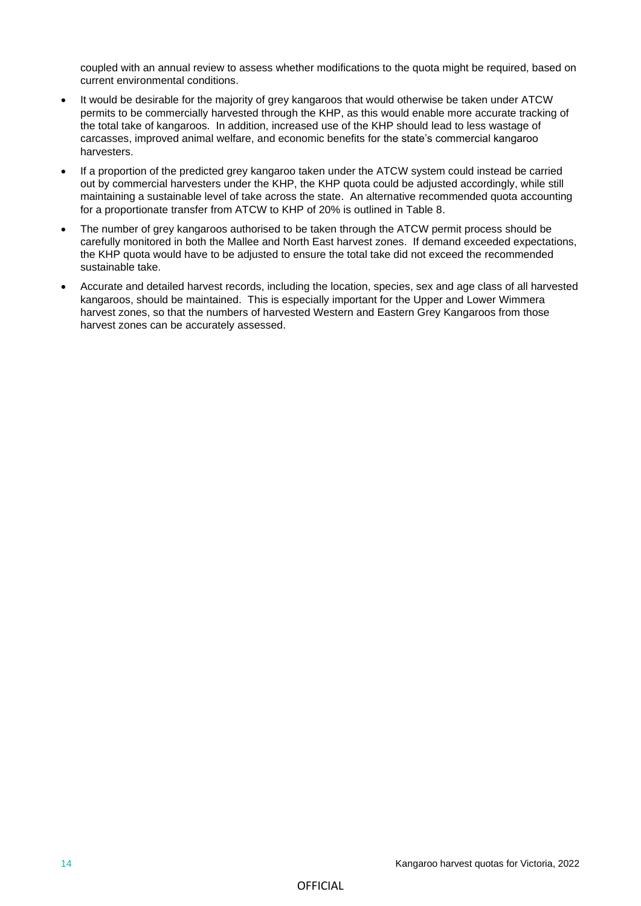coupled with an annual review to assess whether modifications to the quota might be required, based on current environmental conditions.

- It would be desirable for the majority of grey kangaroos that would otherwise be taken under ATCW permits to be commercially harvested through the KHP, as this would enable more accurate tracking of the total take of kangaroos. In addition, increased use of the KHP should lead to less wastage of carcasses, improved animal welfare, and economic benefits for the state's commercial kangaroo harvesters.
- If a proportion of the predicted grey kangaroo taken under the ATCW system could instead be carried out by commercial harvesters under the KHP, the KHP quota could be adjusted accordingly, while still maintaining a sustainable level of take across the state. An alternative recommended quota accounting for a proportionate transfer from ATCW to KHP of 20% is outlined in Table 8.
- The number of grey kangaroos authorised to be taken through the ATCW permit process should be carefully monitored in both the Mallee and North East harvest zones. If demand exceeded expectations, the KHP quota would have to be adjusted to ensure the total take did not exceed the recommended sustainable take.
- Accurate and detailed harvest records, including the location, species, sex and age class of all harvested kangaroos, should be maintained. This is especially important for the Upper and Lower Wimmera harvest zones, so that the numbers of harvested Western and Eastern Grey Kangaroos from those harvest zones can be accurately assessed.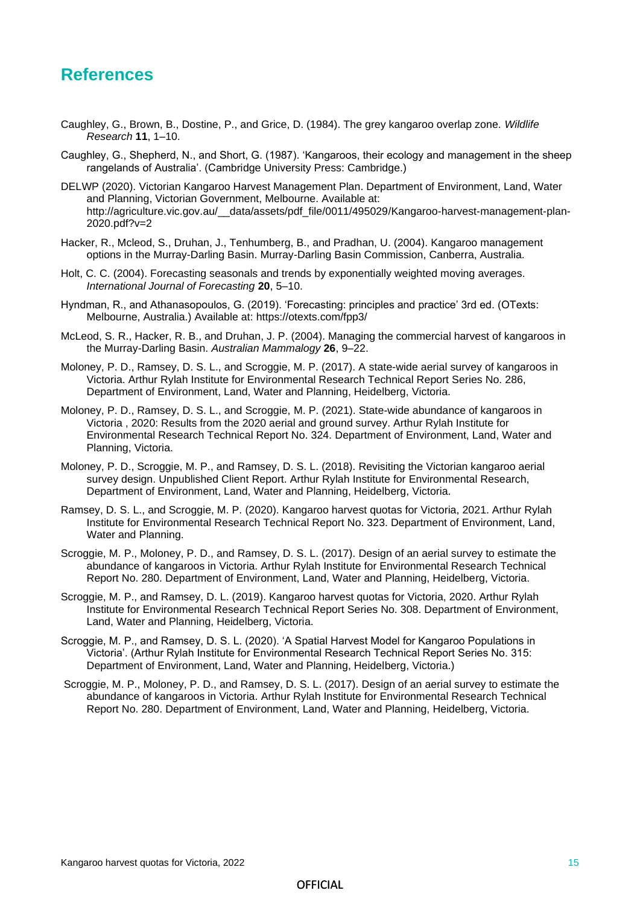# References

Caughley, G., Brown, B., Dostine, P., and Grice, D. (1984). The grey kangaroo overlap zone. *Wildlife Research* **11**, 1–10.

Caughley, G., Shepherd, N., and Short, G. (1987). 'Kangaroos, their ecology and management in the sheep rangelands of Australia'. (Cambridge University Press: Cambridge.)

DELWP (2020). Victorian Kangaroo Harvest Management Plan. Department of Environment, Land, Water and Planning, Victorian Government, Melbourne. Available at: http://agriculture.vic.gov.au/__data/assets/pdf_file/0011/495029/Kangaroo-harvest-management-plan-2020.pdf?v=2

Hacker, R., Mcleod, S., Druhan, J., Tenhumberg, B., and Pradhan, U. (2004). Kangaroo management options in the Murray-Darling Basin. Murray-Darling Basin Commission, Canberra, Australia.

Holt, C. C. (2004). Forecasting seasonals and trends by exponentially weighted moving averages. *International Journal of Forecasting* **20**, 5–10.

Hyndman, R., and Athanasopoulos, G. (2019). 'Forecasting: principles and practice' 3rd ed. (OTexts: Melbourne, Australia.) Available at: https://otexts.com/fpp3/

McLeod, S. R., Hacker, R. B., and Druhan, J. P. (2004). Managing the commercial harvest of kangaroos in the Murray-Darling Basin. *Australian Mammalogy* **26**, 9–22.

Moloney, P. D., Ramsey, D. S. L., and Scroggie, M. P. (2017). A state-wide aerial survey of kangaroos in Victoria. Arthur Rylah Institute for Environmental Research Technical Report Series No. 286, Department of Environment, Land, Water and Planning, Heidelberg, Victoria.

Moloney, P. D., Ramsey, D. S. L., and Scroggie, M. P. (2021). State-wide abundance of kangaroos in Victoria , 2020: Results from the 2020 aerial and ground survey. Arthur Rylah Institute for Environmental Research Technical Report No. 324. Department of Environment, Land, Water and Planning, Victoria.

Moloney, P. D., Scroggie, M. P., and Ramsey, D. S. L. (2018). Revisiting the Victorian kangaroo aerial survey design. Unpublished Client Report. Arthur Rylah Institute for Environmental Research, Department of Environment, Land, Water and Planning, Heidelberg, Victoria.

Ramsey, D. S. L., and Scroggie, M. P. (2020). Kangaroo harvest quotas for Victoria, 2021. Arthur Rylah Institute for Environmental Research Technical Report No. 323. Department of Environment, Land, Water and Planning.

Scroggie, M. P., Moloney, P. D., and Ramsey, D. S. L. (2017). Design of an aerial survey to estimate the abundance of kangaroos in Victoria. Arthur Rylah Institute for Environmental Research Technical Report No. 280. Department of Environment, Land, Water and Planning, Heidelberg, Victoria.

Scroggie, M. P., and Ramsey, D. L. (2019). Kangaroo harvest quotas for Victoria, 2020. Arthur Rylah Institute for Environmental Research Technical Report Series No. 308. Department of Environment, Land, Water and Planning, Heidelberg, Victoria.

Scroggie, M. P., and Ramsey, D. S. L. (2020). 'A Spatial Harvest Model for Kangaroo Populations in Victoria'. (Arthur Rylah Institute for Environmental Research Technical Report Series No. 315: Department of Environment, Land, Water and Planning, Heidelberg, Victoria.)

Scroggie, M. P., Moloney, P. D., and Ramsey, D. S. L. (2017). Design of an aerial survey to estimate the abundance of kangaroos in Victoria. Arthur Rylah Institute for Environmental Research Technical Report No. 280. Department of Environment, Land, Water and Planning, Heidelberg, Victoria.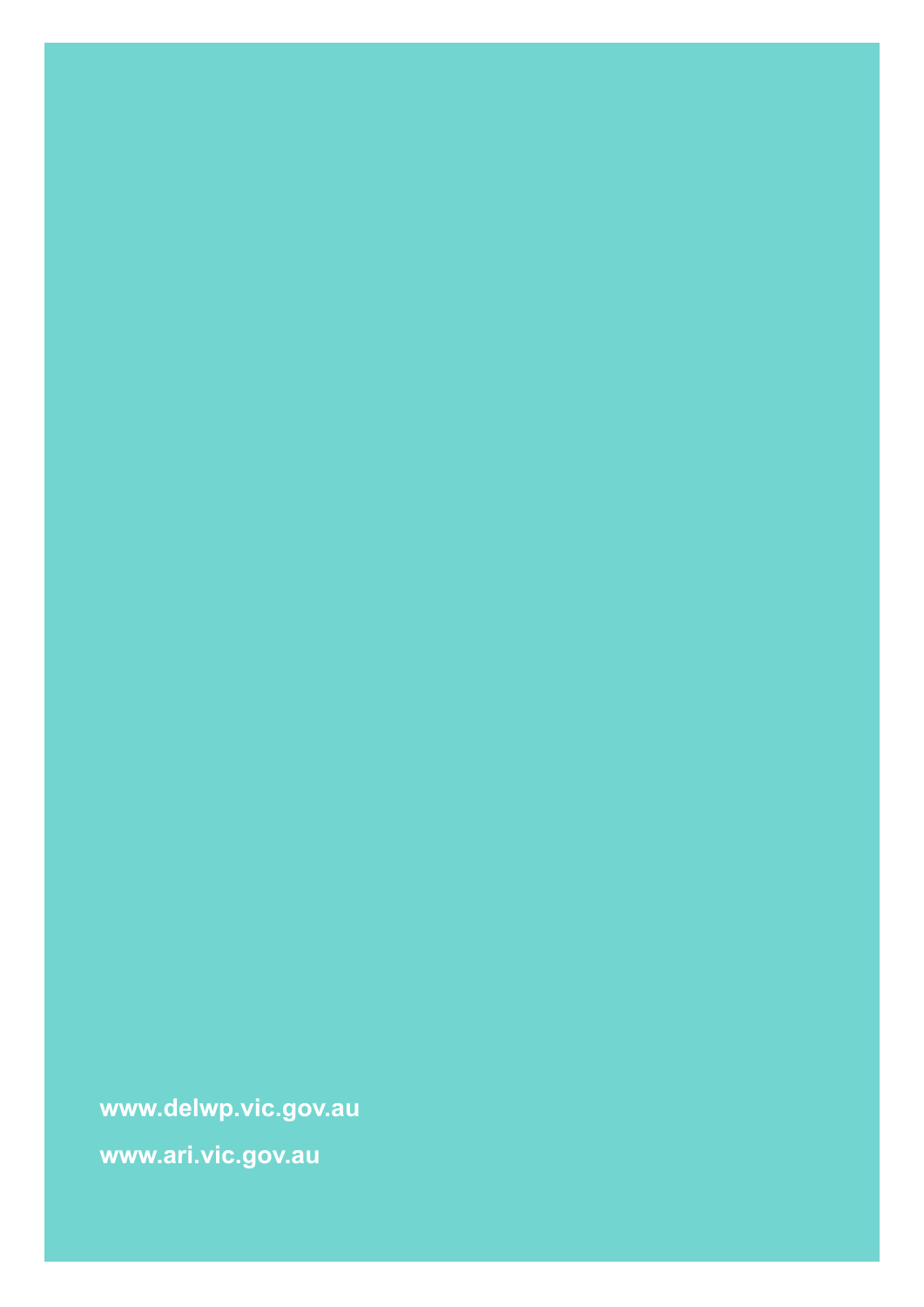**www.delwp.vic.gov.au**

**www.ari.vic.gov.au**